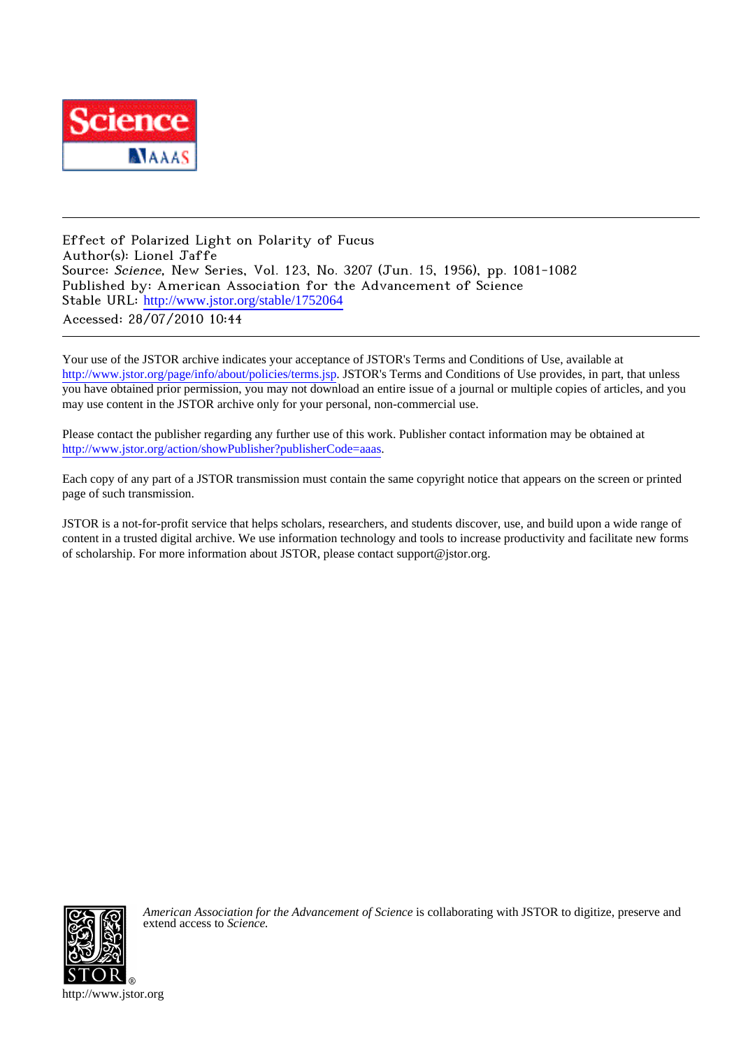Effect of Polarized Light on Polarity of Fucus
Author(s): Lionel Jaffe
Source: *Science*, New Series, Vol. 123, No. 3207 (Jun. 15, 1956), pp. 1081-1082
Published by: American Association for the Advancement of Science
Stable URL: http://www.jstor.org/stable/1752064
Accessed: 28/07/2010 10:44

Your use of the JSTOR archive indicates your acceptance of JSTOR's Terms and Conditions of Use, available at http://www.jstor.org/page/info/about/policies/terms.jsp. JSTOR's Terms and Conditions of Use provides, in part, that unless you have obtained prior permission, you may not download an entire issue of a journal or multiple copies of articles, and you may use content in the JSTOR archive only for your personal, non-commercial use.

Please contact the publisher regarding any further use of this work. Publisher contact information may be obtained at http://www.jstor.org/action/showPublisher?publisherCode=aaas.

Each copy of any part of a JSTOR transmission must contain the same copyright notice that appears on the screen or printed page of such transmission.

JSTOR is a not-for-profit service that helps scholars, researchers, and students discover, use, and build upon a wide range of content in a trusted digital archive. We use information technology and tools to increase productivity and facilitate new forms of scholarship. For more information about JSTOR, please contact support@jstor.org.

*American Association for the Advancement of Science* is collaborating with JSTOR to digitize, preserve and extend access to *Science.*

http://www.jstor.org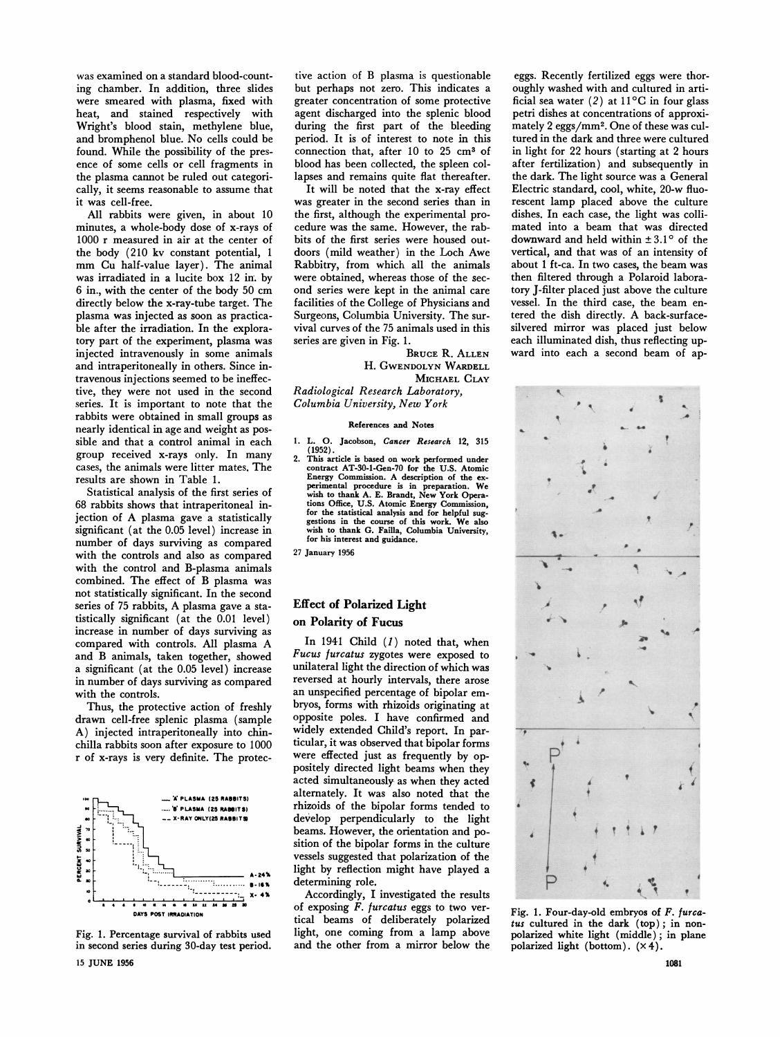was examined on a standard blood-counting chamber. In addition, three slides were smeared with plasma, fixed with heat, and stained respectively with Wright's blood stain, methylene blue, and bromphenol blue. No cells could be found. While the possibility of the presence of some cells or cell fragments in the plasma cannot be ruled out categorically, it seems reasonable to assume that it was cell-free.

All rabbits were given, in about 10 minutes, a whole-body dose of x-rays of 1000 r measured in air at the center of the body (210 kv constant potential, 1 mm Cu half-value layer). The animal was irradiated in a lucite box 12 in. by 6 in., with the center of the body 50 cm directly below the x-ray-tube target. The plasma was injected as soon as practicable after the irradiation. In the exploratory part of the experiment, plasma was injected intravenously in some animals and intraperitoneally in others. Since intravenous injections seemed to be ineffective, they were not used in the second series. It is important to note that the rabbits were obtained in small groups as nearly identical in age and weight as possible and that a control animal in each group received x-rays only. In many cases, the animals were litter mates. The results are shown in Table 1.

Statistical analysis of the first series of 68 rabbits shows that intraperitoneal injection of A plasma gave a statistically significant (at the 0.05 level) increase in number of days surviving as compared with the controls and also as compared with the control and B-plasma animals combined. The effect of B plasma was not statistically significant. In the second series of 75 rabbits, A plasma gave a statistically significant (at the 0.01 level) increase in number of days surviving as compared with controls. All plasma A and B animals, taken together, showed a significant (at the 0.05 level) increase in number of days surviving as compared with the controls.

Thus, the protective action of freshly drawn cell-free splenic plasma (sample A) injected intraperitoneally into chinchilla rabbits soon after exposure to 1000 r of x-rays is very definite. The protective action of B plasma is questionable but perhaps not zero. This indicates a greater concentration of some protective agent discharged into the splenic blood during the first part of the bleeding period. It is of interest to note in this connection that, after 10 to 25 $cm^3$ of blood has been collected, the spleen collapses and remains quite flat thereafter.

It will be noted that the x-ray effect was greater in the second series than in the first, although the experimental procedure was the same. However, the rabbits of the first series were housed outdoors (mild weather) in the Loch Awe Rabbitry, from which all the animals were obtained, whereas those of the second series were kept in the animal care facilities of the College of Physicians and Surgeons, Columbia University. The survival curves of the 75 animals used in this series are given in Fig. 1.

Fig. 1. Percentage survival of rabbits used in second series during 30-day test period.

BRUCE R. ALLEN
H. GWENDOLYN WARDELL
MICHAEL CLAY

*Radiological Research Laboratory, Columbia University, New York*

### References and Notes

1. L. O. Jacobson, *Cancer Research* 12, 315 (1952).
2. This article is based on work performed under contract AT-30-1-Gen-70 for the U.S. Atomic Energy Commission. A description of the experimental procedure is in preparation. We wish to thank A. E. Brandt, New York Operations Office, U.S. Atomic Energy Commission, for the statistical analysis and for helpful suggestions in the course of this work. We also wish to thank G. Failla, Columbia University, for his interest and guidance.

27 January 1956

## Effect of Polarized Light on Polarity of Fucus

In 1941 Child (*1*) noted that, when *Fucus furcatus* zygotes were exposed to unilateral light the direction of which was reversed at hourly intervals, there arose an unspecified percentage of bipolar embryos, forms with rhizoids originating at opposite poles. I have confirmed and widely extended Child's report. In particular, it was observed that bipolar forms were effected just as frequently by oppositely directed light beams when they acted simultaneously as when they acted alternately. It was also noted that the rhizoids of the bipolar forms tended to develop perpendicularly to the light beams. However, the orientation and position of the bipolar forms in the culture vessels suggested that polarization of the light by reflection might have played a determining role.

Accordingly, I investigated the results of exposing *F. furcatus* eggs to two vertical beams of deliberately polarized light, one coming from a lamp above and the other from a mirror below the eggs. Recently fertilized eggs were thoroughly washed with and cultured in artificial sea water (*2*) at 11°C in four glass petri dishes at concentrations of approximately 2 eggs/$mm^2$. One of these was cultured in the dark and three were cultured in light for 22 hours (starting at 2 hours after fertilization) and subsequently in the dark. The light source was a General Electric standard, cool, white, 20-w fluorescent lamp placed above the culture dishes. In each case, the light was collimated into a beam that was directed downward and held within ±3.1° of the vertical, and that was of an intensity of about 1 ft-ca. In two cases, the beam was then filtered through a Polaroid laboratory J-filter placed just above the culture vessel. In the third case, the beam entered the dish directly. A back-surface-silvered mirror was placed just below each illuminated dish, thus reflecting upward into each a second beam of ap-

Fig. 1. Four-day-old embryos of *F. furcatus* cultured in the dark (top); in nonpolarized white light (middle); in plane polarized light (bottom). (×4).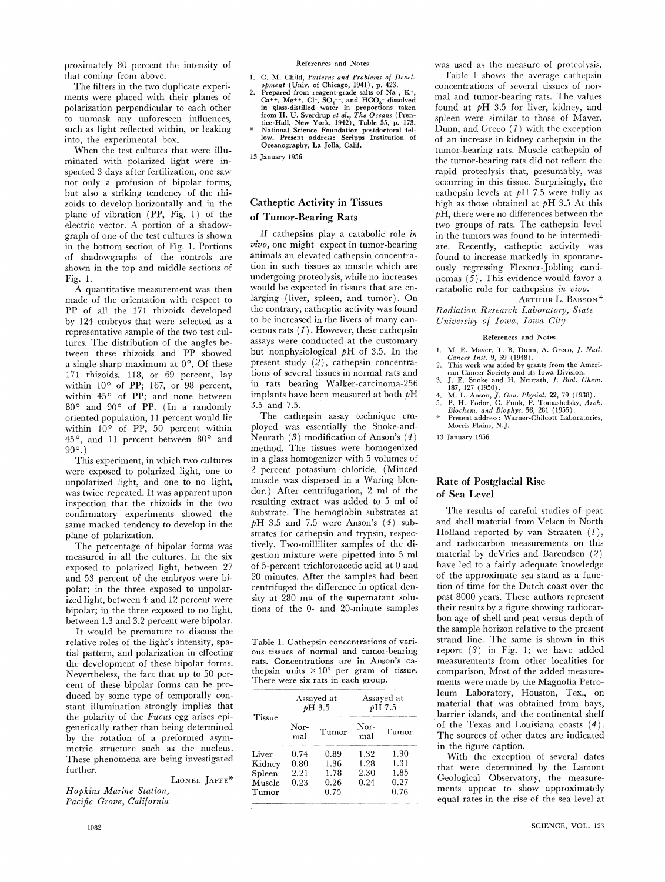proximately 80 percent the intensity of that coming from above.

The filters in the two duplicate experiments were placed with their planes of polarization perpendicular to each other to unmask any unforeseen influences, such as light reflected within, or leaking into, the experimental box.

When the test cultures that were illuminated with polarized light were inspected 3 days after fertilization, one saw not only a profusion of bipolar forms, but also a striking tendency of the rhizoids to develop horizontally and in the plane of vibration (PP, Fig. 1) of the electric vector. A portion of a shadowgraph of one of the test cultures is shown in the bottom section of Fig. 1. Portions of shadowgraphs of the controls are shown in the top and middle sections of Fig. 1.

A quantitative measurement was then made of the orientation with respect to PP of all the 171 rhizoids developed by 124 embryos that were selected as a representative sample of the two test cultures. The distribution of the angles between these rhizoids and PP showed a single sharp maximum at 0°. Of these 171 rhizoids, 118, or 69 percent, lay within 10° of PP; 167, or 98 percent, within 45° of PP; and none between 80° and 90° of PP. (In a randomly oriented population, 11 percent would lie within 10° of PP, 50 percent within 45°, and 11 percent between 80° and 90°.)

This experiment, in which two cultures were exposed to polarized light, one to unpolarized light, and one to no light, was twice repeated. It was apparent upon inspection that the rhizoids in the two confirmatory experiments showed the same marked tendency to develop in the plane of polarization.

The percentage of bipolar forms was measured in all the cultures. In the six exposed to polarized light, between 27 and 53 percent of the embryos were bipolar; in the three exposed to unpolarized light, between 4 and 12 percent were bipolar; in the three exposed to no light, between 1.3 and 3.2 percent were bipolar.

It would be premature to discuss the relative roles of the light's intensity, spatial pattern, and polarization in effecting the development of these bipolar forms. Nevertheless, the fact that up to 50 percent of these bipolar forms can be produced by some type of temporally constant illumination strongly implies that the polarity of the *Fucus* egg arises epigenetically rather than being determined by the rotation of a preformed asymmetric structure such as the nucleus. These phenomena are being investigated further.

LIONEL JAFFE*

*Hopkins Marine Station, Pacific Grove, California*

#### References and Notes

1. C. M. Child, *Patterns and Problems of Development* (Univ. of Chicago, 1941), p. 423.
2. Prepared from reagent-grade salts of $Na^+$, $K^+$, $Ca^{++}$, $Mg^{++}$, $Cl^-$, $SO_4^{--}$, and $HCO_3^-$ dissolved in glass-distilled water in proportions taken from H. U. Sverdrup *et al.*, *The Oceans* (Prentice-Hall, New York, 1942), Table 35, p. 173.

\* National Science Foundation postdoctoral fellow. Present address: Scripps Institution of Oceanography, La Jolla, Calif.

13 January 1956

## Catheptic Activity in Tissues of Tumor-Bearing Rats

If cathepsins play a catabolic role *in vivo*, one might expect in tumor-bearing animals an elevated cathepsin concentration in such tissues as muscle which are undergoing proteolysis, while no increases would be expected in tissues that are enlarging (liver, spleen, and tumor). On the contrary, catheptic activity was found to be increased in the livers of many cancerous rats (*1*). However, these cathepsin assays were conducted at the customary but nonphysiological *p*H of 3.5. In the present study (*2*), cathepsin concentrations of several tissues in normal rats and in rats bearing Walker-carcinoma-256 implants have been measured at both *p*H 3.5 and 7.5.

The cathepsin assay technique employed was essentially the Snoke-and-Neurath (*3*) modification of Anson's (*4*) method. The tissues were homogenized in a glass homogenizer with 5 volumes of 2 percent potassium chloride. (Minced muscle was dispersed in a Waring blendor.) After centrifugation, 2 ml of the resulting extract was added to 5 ml of substrate. The hemoglobin substrates at *p*H 3.5 and 7.5 were Anson's (*4*) substrates for cathepsin and trypsin, respectively. Two-milliliter samples of the digestion mixture were pipetted into 5 ml of 5-percent trichloroacetic acid at 0 and 20 minutes. After the samples had been centrifuged the difference in optical density at 280 mμ of the supernatant solutions of the 0- and 20-minute samples was used as the measure of proteolysis.

Table 1. Cathepsin concentrations of various tissues of normal and tumor-bearing rats. Concentrations are in Anson's cathepsin units $\times 10^3$ per gram of tissue. There were six rats in each group.

| Tissue | Assayed at *p*H 3.5 | | Assayed at *p*H 7.5 | |
|---|---|---|---|---|
| | Normal | Tumor | Normal | Tumor |
| Liver | 0.74 | 0.89 | 1.32 | 1.30 |
| Kidney | 0.80 | 1.36 | 1.28 | 1.31 |
| Spleen | 2.21 | 1.78 | 2.30 | 1.85 |
| Muscle | 0.23 | 0.26 | 0.24 | 0.27 |
| Tumor | | 0.75 | | 0.76 |

Table 1 shows the average cathepsin concentrations of several tissues of normal and tumor-bearing rats. The values found at *p*H 3.5 for liver, kidney, and spleen were similar to those of Maver, Dunn, and Greco (*1*) with the exception of an increase in kidney cathepsin in the tumor-bearing rats. Muscle cathepsin of the tumor-bearing rats did not reflect the rapid proteolysis that, presumably, was occurring in this tissue. Surprisingly, the cathepsin levels at *p*H 7.5 were fully as high as those obtained at *p*H 3.5 At this *p*H, there were no differences between the two groups of rats. The cathepsin level in the tumors was found to be intermediate. Recently, catheptic activity was found to increase markedly in spontaneously regressing Flexner-Jobling carcinomas (*5*). This evidence would favor a catabolic role for cathepsins *in vivo*.

ARTHUR L. BABSON*

*Radiation Research Laboratory, State University of Iowa, Iowa City*

#### References and Notes

1. M. E. Maver, T. B. Dunn, A. Greco, *J. Natl. Cancer Inst.* 9, 39 (1948).
2. This work was aided by grants from the American Cancer Society and its Iowa Division.
3. J. E. Snoke and H. Neurath, *J. Biol. Chem.* 187, 127 (1950).
4. M. L. Anson, *J. Gen. Physiol.* 22, 79 (1938).
5. P. H. Fodor, C. Funk, P. Tomashefsky, *Arch. Biochem. and Biophys.* 56, 281 (1955).

\* Present address: Warner-Chilcott Laboratories, Morris Plains, N.J.

13 January 1956

## Rate of Postglacial Rise of Sea Level

The results of careful studies of peat and shell material from Velsen in North Holland reported by van Straaten (*1*), and radiocarbon measurements on this material by deVries and Barendsen (*2*) have led to a fairly adequate knowledge of the approximate sea stand as a function of time for the Dutch coast over the past 8000 years. These authors represent their results by a figure showing radiocarbon age of shell and peat versus depth of the sample horizon relative to the present strand line. The same is shown in this report (*3*) in Fig. 1; we have added measurements from other localities for comparison. Most of the added measurements were made by the Magnolia Petroleum Laboratory, Houston, Tex., on material that was obtained from bays, barrier islands, and the continental shelf of the Texas and Louisiana coasts (*4*). The sources of other dates are indicated in the figure caption.

With the exception of several dates that were determined by the Lamont Geological Observatory, the measurements appear to show approximately equal rates in the rise of the sea level at